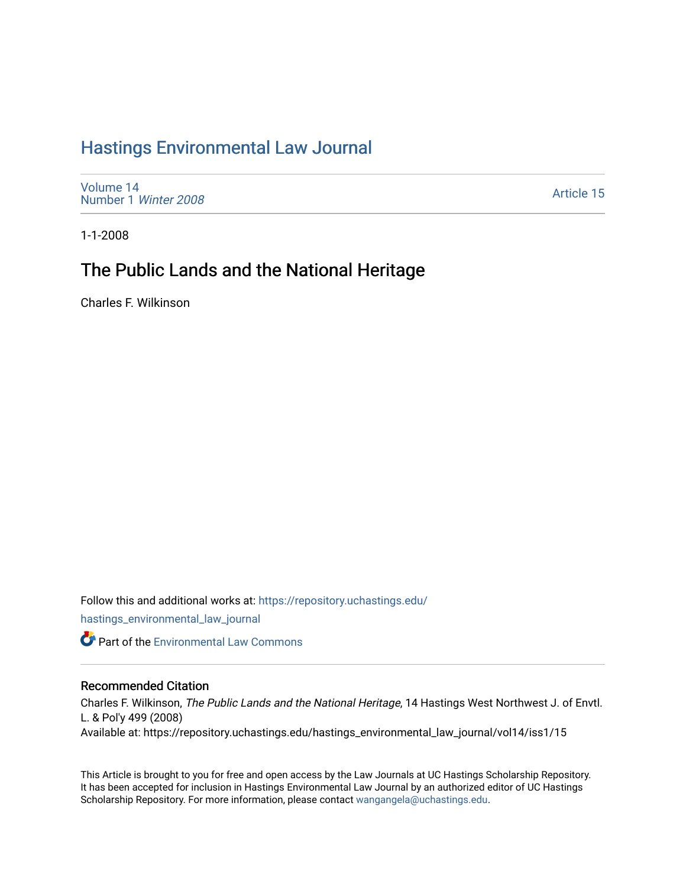# Hastings Environmental Law Journal

Volume 14
Number 1 *Winter 2008*

Article 15

1-1-2008

## The Public Lands and the National Heritage

Charles F. Wilkinson

Follow this and additional works at: https://repository.uchastings.edu/hastings_environmental_law_journal

Part of the Environmental Law Commons

### Recommended Citation

Charles F. Wilkinson, *The Public Lands and the National Heritage*, 14 Hastings West Northwest J. of Envtl. L. & Pol'y 499 (2008)
Available at: https://repository.uchastings.edu/hastings_environmental_law_journal/vol14/iss1/15

This Article is brought to you for free and open access by the Law Journals at UC Hastings Scholarship Repository. It has been accepted for inclusion in Hastings Environmental Law Journal by an authorized editor of UC Hastings Scholarship Repository. For more information, please contact wangangela@uchastings.edu.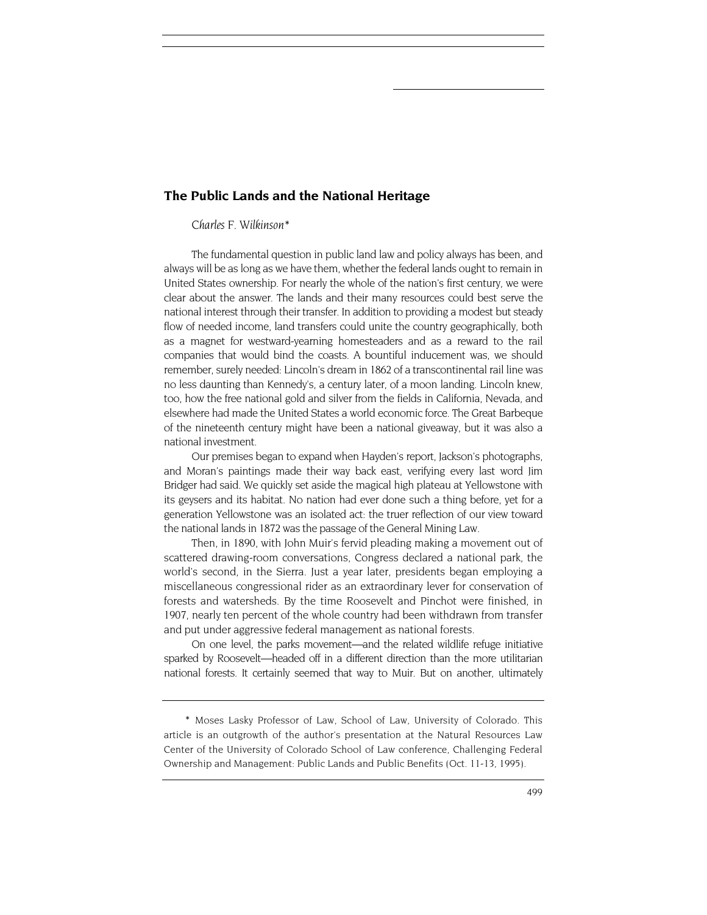## The Public Lands and the National Heritage

*Charles F. Wilkinson**

The fundamental question in public land law and policy always has been, and always will be as long as we have them, whether the federal lands ought to remain in United States ownership. For nearly the whole of the nation's first century, we were clear about the answer. The lands and their many resources could best serve the national interest through their transfer. In addition to providing a modest but steady flow of needed income, land transfers could unite the country geographically, both as a magnet for westward-yearning homesteaders and as a reward to the rail companies that would bind the coasts. A bountiful inducement was, we should remember, surely needed: Lincoln's dream in 1862 of a transcontinental rail line was no less daunting than Kennedy's, a century later, of a moon landing. Lincoln knew, too, how the free national gold and silver from the fields in California, Nevada, and elsewhere had made the United States a world economic force. The Great Barbeque of the nineteenth century might have been a national giveaway, but it was also a national investment.

Our premises began to expand when Hayden's report, Jackson's photographs, and Moran's paintings made their way back east, verifying every last word Jim Bridger had said. We quickly set aside the magical high plateau at Yellowstone with its geysers and its habitat. No nation had ever done such a thing before, yet for a generation Yellowstone was an isolated act: the truer reflection of our view toward the national lands in 1872 was the passage of the General Mining Law.

Then, in 1890, with John Muir's fervid pleading making a movement out of scattered drawing-room conversations, Congress declared a national park, the world's second, in the Sierra. Just a year later, presidents began employing a miscellaneous congressional rider as an extraordinary lever for conservation of forests and watersheds. By the time Roosevelt and Pinchot were finished, in 1907, nearly ten percent of the whole country had been withdrawn from transfer and put under aggressive federal management as national forests.

On one level, the parks movement—and the related wildlife refuge initiative sparked by Roosevelt—headed off in a different direction than the more utilitarian national forests. It certainly seemed that way to Muir. But on another, ultimately

\* Moses Lasky Professor of Law, School of Law, University of Colorado. This article is an outgrowth of the author's presentation at the Natural Resources Law Center of the University of Colorado School of Law conference, Challenging Federal Ownership and Management: Public Lands and Public Benefits (Oct. 11-13, 1995).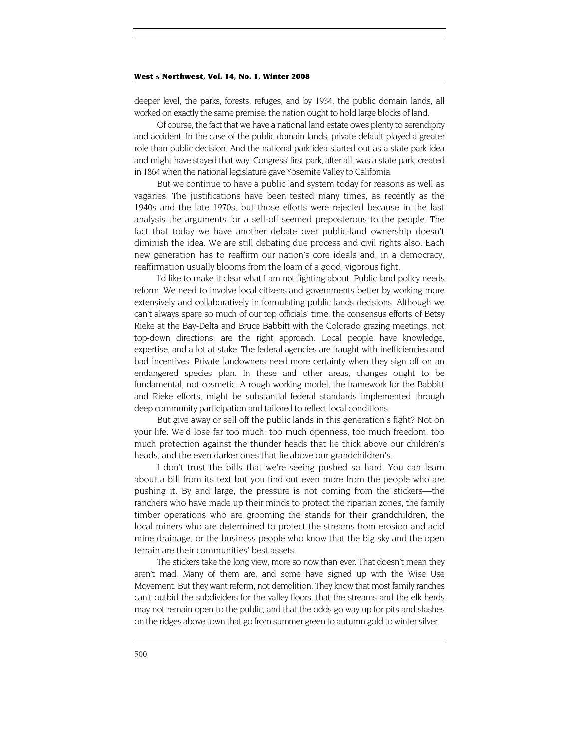deeper level, the parks, forests, refuges, and by 1934, the public domain lands, all worked on exactly the same premise: the nation ought to hold large blocks of land.

Of course, the fact that we have a national land estate owes plenty to serendipity and accident. In the case of the public domain lands, private default played a greater role than public decision. And the national park idea started out as a state park idea and might have stayed that way. Congress' first park, after all, was a state park, created in 1864 when the national legislature gave Yosemite Valley to California.

But we continue to have a public land system today for reasons as well as vagaries. The justifications have been tested many times, as recently as the 1940s and the late 1970s, but those efforts were rejected because in the last analysis the arguments for a sell-off seemed preposterous to the people. The fact that today we have another debate over public-land ownership doesn't diminish the idea. We are still debating due process and civil rights also. Each new generation has to reaffirm our nation's core ideals and, in a democracy, reaffirmation usually blooms from the loam of a good, vigorous fight.

I'd like to make it clear what I am not fighting about. Public land policy needs reform. We need to involve local citizens and governments better by working more extensively and collaboratively in formulating public lands decisions. Although we can't always spare so much of our top officials' time, the consensus efforts of Betsy Rieke at the Bay-Delta and Bruce Babbitt with the Colorado grazing meetings, not top-down directions, are the right approach. Local people have knowledge, expertise, and a lot at stake. The federal agencies are fraught with inefficiencies and bad incentives. Private landowners need more certainty when they sign off on an endangered species plan. In these and other areas, changes ought to be fundamental, not cosmetic. A rough working model, the framework for the Babbitt and Rieke efforts, might be substantial federal standards implemented through deep community participation and tailored to reflect local conditions.

But give away or sell off the public lands in this generation's fight? Not on your life. We'd lose far too much: too much openness, too much freedom, too much protection against the thunder heads that lie thick above our children's heads, and the even darker ones that lie above our grandchildren's.

I don't trust the bills that we're seeing pushed so hard. You can learn about a bill from its text but you find out even more from the people who are pushing it. By and large, the pressure is not coming from the stickers—the ranchers who have made up their minds to protect the riparian zones, the family timber operations who are grooming the stands for their grandchildren, the local miners who are determined to protect the streams from erosion and acid mine drainage, or the business people who know that the big sky and the open terrain are their communities' best assets.

The stickers take the long view, more so now than ever. That doesn't mean they aren't mad. Many of them are, and some have signed up with the Wise Use Movement. But they want reform, not demolition. They know that most family ranches can't outbid the subdividers for the valley floors, that the streams and the elk herds may not remain open to the public, and that the odds go way up for pits and slashes on the ridges above town that go from summer green to autumn gold to winter silver.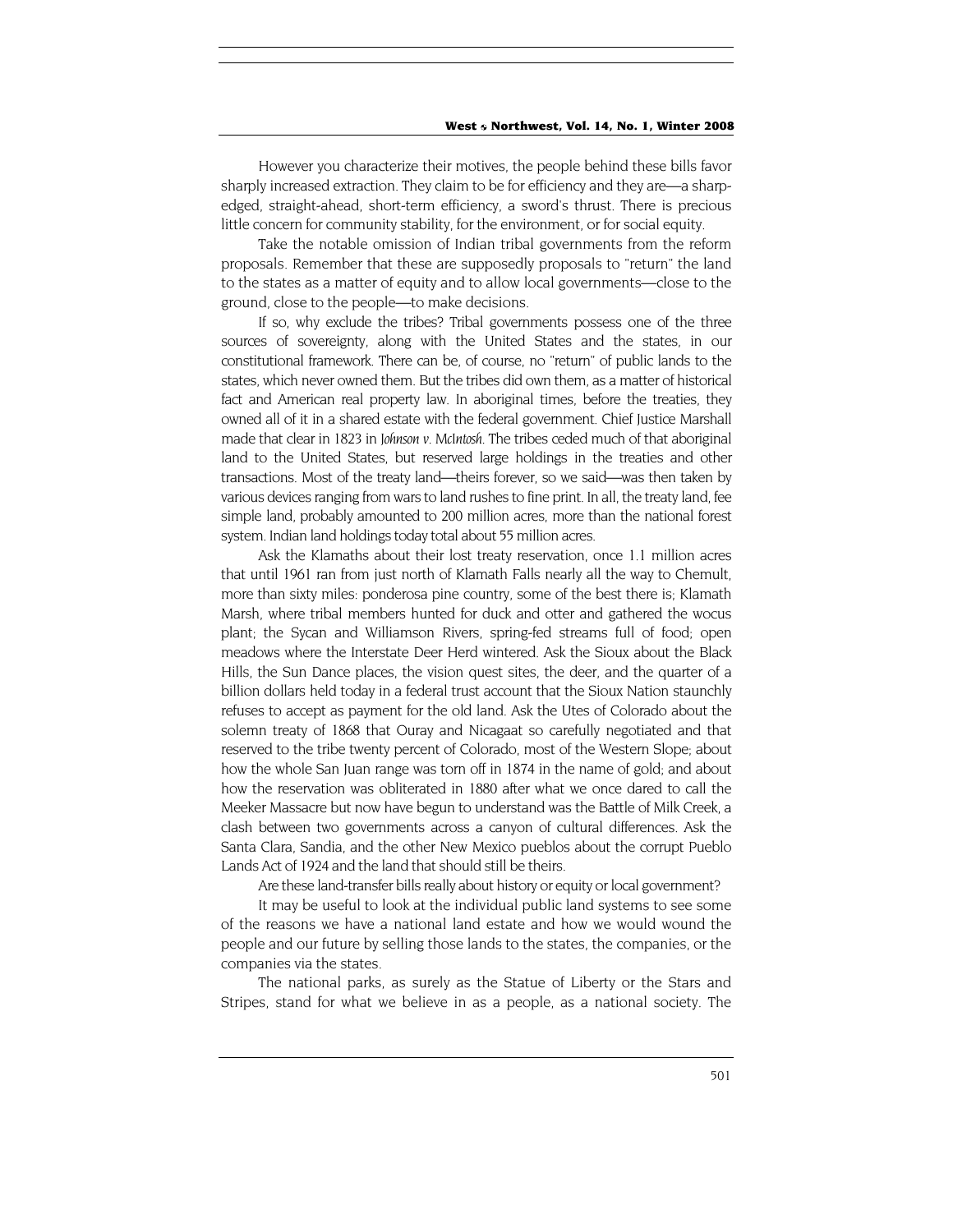However you characterize their motives, the people behind these bills favor sharply increased extraction. They claim to be for efficiency and they are—a sharp-edged, straight-ahead, short-term efficiency, a sword's thrust. There is precious little concern for community stability, for the environment, or for social equity.

Take the notable omission of Indian tribal governments from the reform proposals. Remember that these are supposedly proposals to "return" the land to the states as a matter of equity and to allow local governments—close to the ground, close to the people—to make decisions.

If so, why exclude the tribes? Tribal governments possess one of the three sources of sovereignty, along with the United States and the states, in our constitutional framework. There can be, of course, no "return" of public lands to the states, which never owned them. But the tribes did own them, as a matter of historical fact and American real property law. In aboriginal times, before the treaties, they owned all of it in a shared estate with the federal government. Chief Justice Marshall made that clear in 1823 in *Johnson v. McIntosh*. The tribes ceded much of that aboriginal land to the United States, but reserved large holdings in the treaties and other transactions. Most of the treaty land—theirs forever, so we said—was then taken by various devices ranging from wars to land rushes to fine print. In all, the treaty land, fee simple land, probably amounted to 200 million acres, more than the national forest system. Indian land holdings today total about 55 million acres.

Ask the Klamaths about their lost treaty reservation, once 1.1 million acres that until 1961 ran from just north of Klamath Falls nearly all the way to Chemult, more than sixty miles: ponderosa pine country, some of the best there is; Klamath Marsh, where tribal members hunted for duck and otter and gathered the wocus plant; the Sycan and Williamson Rivers, spring-fed streams full of food; open meadows where the Interstate Deer Herd wintered. Ask the Sioux about the Black Hills, the Sun Dance places, the vision quest sites, the deer, and the quarter of a billion dollars held today in a federal trust account that the Sioux Nation staunchly refuses to accept as payment for the old land. Ask the Utes of Colorado about the solemn treaty of 1868 that Ouray and Nicagaat so carefully negotiated and that reserved to the tribe twenty percent of Colorado, most of the Western Slope; about how the whole San Juan range was torn off in 1874 in the name of gold; and about how the reservation was obliterated in 1880 after what we once dared to call the Meeker Massacre but now have begun to understand was the Battle of Milk Creek, a clash between two governments across a canyon of cultural differences. Ask the Santa Clara, Sandia, and the other New Mexico pueblos about the corrupt Pueblo Lands Act of 1924 and the land that should still be theirs.

Are these land-transfer bills really about history or equity or local government?

It may be useful to look at the individual public land systems to see some of the reasons we have a national land estate and how we would wound the people and our future by selling those lands to the states, the companies, or the companies via the states.

The national parks, as surely as the Statue of Liberty or the Stars and Stripes, stand for what we believe in as a people, as a national society. The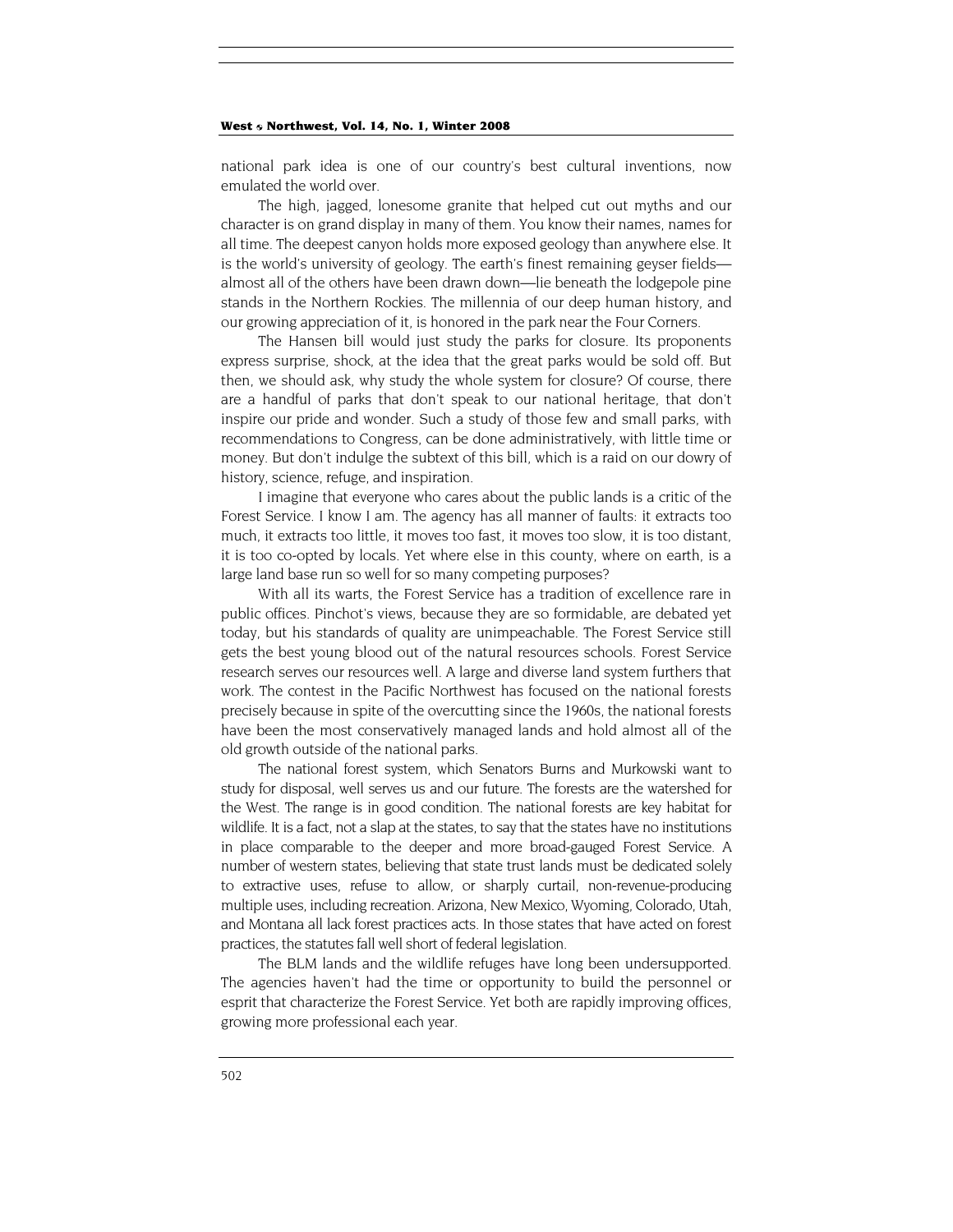national park idea is one of our country's best cultural inventions, now emulated the world over.

The high, jagged, lonesome granite that helped cut out myths and our character is on grand display in many of them. You know their names, names for all time. The deepest canyon holds more exposed geology than anywhere else. It is the world's university of geology. The earth's finest remaining geyser fields—almost all of the others have been drawn down—lie beneath the lodgepole pine stands in the Northern Rockies. The millennia of our deep human history, and our growing appreciation of it, is honored in the park near the Four Corners.

The Hansen bill would just study the parks for closure. Its proponents express surprise, shock, at the idea that the great parks would be sold off. But then, we should ask, why study the whole system for closure? Of course, there are a handful of parks that don't speak to our national heritage, that don't inspire our pride and wonder. Such a study of those few and small parks, with recommendations to Congress, can be done administratively, with little time or money. But don't indulge the subtext of this bill, which is a raid on our dowry of history, science, refuge, and inspiration.

I imagine that everyone who cares about the public lands is a critic of the Forest Service. I know I am. The agency has all manner of faults: it extracts too much, it extracts too little, it moves too fast, it moves too slow, it is too distant, it is too co-opted by locals. Yet where else in this county, where on earth, is a large land base run so well for so many competing purposes?

With all its warts, the Forest Service has a tradition of excellence rare in public offices. Pinchot's views, because they are so formidable, are debated yet today, but his standards of quality are unimpeachable. The Forest Service still gets the best young blood out of the natural resources schools. Forest Service research serves our resources well. A large and diverse land system furthers that work. The contest in the Pacific Northwest has focused on the national forests precisely because in spite of the overcutting since the 1960s, the national forests have been the most conservatively managed lands and hold almost all of the old growth outside of the national parks.

The national forest system, which Senators Burns and Murkowski want to study for disposal, well serves us and our future. The forests are the watershed for the West. The range is in good condition. The national forests are key habitat for wildlife. It is a fact, not a slap at the states, to say that the states have no institutions in place comparable to the deeper and more broad-gauged Forest Service. A number of western states, believing that state trust lands must be dedicated solely to extractive uses, refuse to allow, or sharply curtail, non-revenue-producing multiple uses, including recreation. Arizona, New Mexico, Wyoming, Colorado, Utah, and Montana all lack forest practices acts. In those states that have acted on forest practices, the statutes fall well short of federal legislation.

The BLM lands and the wildlife refuges have long been undersupported. The agencies haven't had the time or opportunity to build the personnel or esprit that characterize the Forest Service. Yet both are rapidly improving offices, growing more professional each year.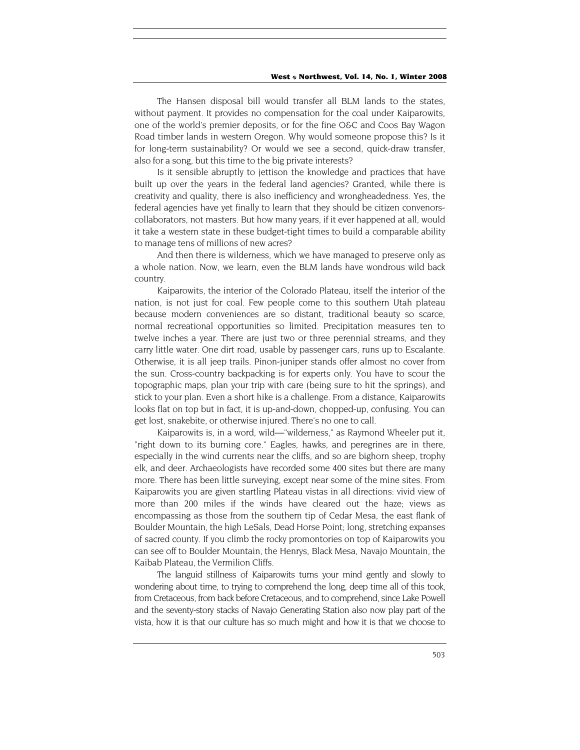The Hansen disposal bill would transfer all BLM lands to the states, without payment. It provides no compensation for the coal under Kaiparowits, one of the world's premier deposits, or for the fine O&C and Coos Bay Wagon Road timber lands in western Oregon. Why would someone propose this? Is it for long-term sustainability? Or would we see a second, quick-draw transfer, also for a song, but this time to the big private interests?

Is it sensible abruptly to jettison the knowledge and practices that have built up over the years in the federal land agencies? Granted, while there is creativity and quality, there is also inefficiency and wrongheadedness. Yes, the federal agencies have yet finally to learn that they should be citizen convenors-collaborators, not masters. But how many years, if it ever happened at all, would it take a western state in these budget-tight times to build a comparable ability to manage tens of millions of new acres?

And then there is wilderness, which we have managed to preserve only as a whole nation. Now, we learn, even the BLM lands have wondrous wild back country.

Kaiparowits, the interior of the Colorado Plateau, itself the interior of the nation, is not just for coal. Few people come to this southern Utah plateau because modern conveniences are so distant, traditional beauty so scarce, normal recreational opportunities so limited. Precipitation measures ten to twelve inches a year. There are just two or three perennial streams, and they carry little water. One dirt road, usable by passenger cars, runs up to Escalante. Otherwise, it is all jeep trails. Pinon-juniper stands offer almost no cover from the sun. Cross-country backpacking is for experts only. You have to scour the topographic maps, plan your trip with care (being sure to hit the springs), and stick to your plan. Even a short hike is a challenge. From a distance, Kaiparowits looks flat on top but in fact, it is up-and-down, chopped-up, confusing. You can get lost, snakebite, or otherwise injured. There's no one to call.

Kaiparowits is, in a word, wild—"wilderness," as Raymond Wheeler put it, "right down to its burning core." Eagles, hawks, and peregrines are in there, especially in the wind currents near the cliffs, and so are bighorn sheep, trophy elk, and deer. Archaeologists have recorded some 400 sites but there are many more. There has been little surveying, except near some of the mine sites. From Kaiparowits you are given startling Plateau vistas in all directions: vivid view of more than 200 miles if the winds have cleared out the haze; views as encompassing as those from the southern tip of Cedar Mesa, the east flank of Boulder Mountain, the high LeSals, Dead Horse Point; long, stretching expanses of sacred county. If you climb the rocky promontories on top of Kaiparowits you can see off to Boulder Mountain, the Henrys, Black Mesa, Navajo Mountain, the Kaibab Plateau, the Vermilion Cliffs.

The languid stillness of Kaiparowits turns your mind gently and slowly to wondering about time, to trying to comprehend the long, deep time all of this took, from Cretaceous, from back before Cretaceous, and to comprehend, since Lake Powell and the seventy-story stacks of Navajo Generating Station also now play part of the vista, how it is that our culture has so much might and how it is that we choose to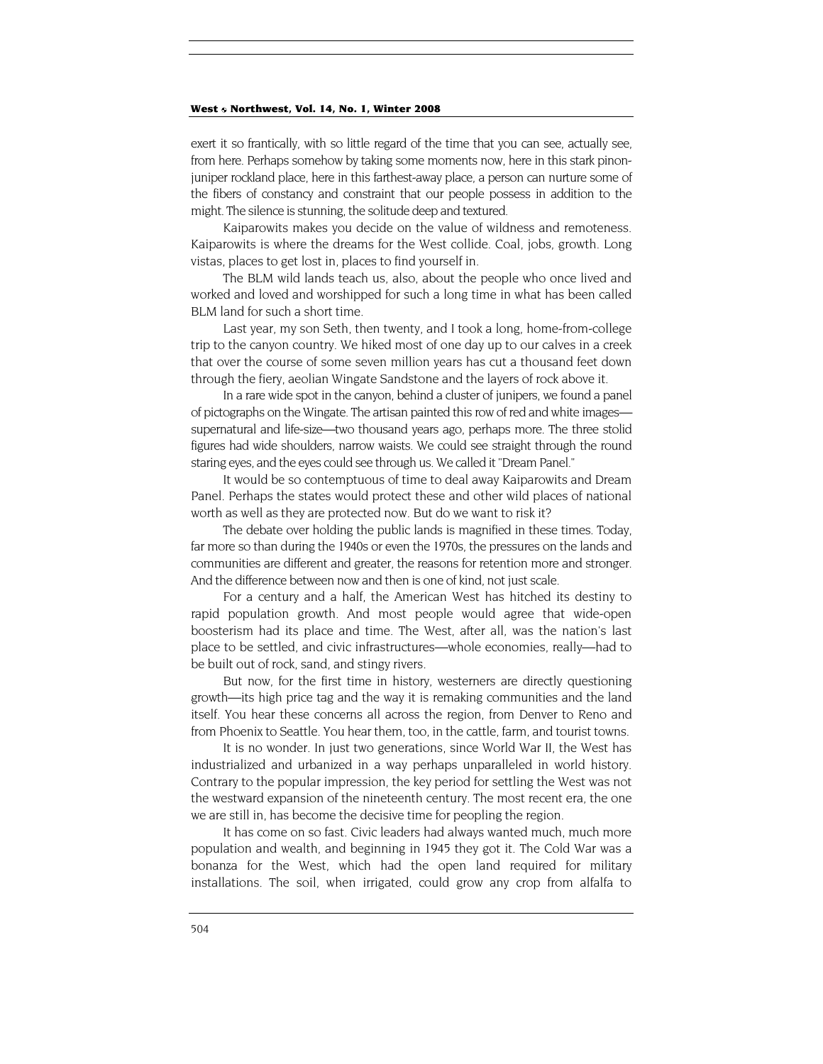exert it so frantically, with so little regard of the time that you can see, actually see, from here. Perhaps somehow by taking some moments now, here in this stark pinon-juniper rockland place, here in this farthest-away place, a person can nurture some of the fibers of constancy and constraint that our people possess in addition to the might. The silence is stunning, the solitude deep and textured.

Kaiparowits makes you decide on the value of wildness and remoteness. Kaiparowits is where the dreams for the West collide. Coal, jobs, growth. Long vistas, places to get lost in, places to find yourself in.

The BLM wild lands teach us, also, about the people who once lived and worked and loved and worshipped for such a long time in what has been called BLM land for such a short time.

Last year, my son Seth, then twenty, and I took a long, home-from-college trip to the canyon country. We hiked most of one day up to our calves in a creek that over the course of some seven million years has cut a thousand feet down through the fiery, aeolian Wingate Sandstone and the layers of rock above it.

In a rare wide spot in the canyon, behind a cluster of junipers, we found a panel of pictographs on the Wingate. The artisan painted this row of red and white images—supernatural and life-size—two thousand years ago, perhaps more. The three stolid figures had wide shoulders, narrow waists. We could see straight through the round staring eyes, and the eyes could see through us. We called it "Dream Panel."

It would be so contemptuous of time to deal away Kaiparowits and Dream Panel. Perhaps the states would protect these and other wild places of national worth as well as they are protected now. But do we want to risk it?

The debate over holding the public lands is magnified in these times. Today, far more so than during the 1940s or even the 1970s, the pressures on the lands and communities are different and greater, the reasons for retention more and stronger. And the difference between now and then is one of kind, not just scale.

For a century and a half, the American West has hitched its destiny to rapid population growth. And most people would agree that wide-open boosterism had its place and time. The West, after all, was the nation's last place to be settled, and civic infrastructures—whole economies, really—had to be built out of rock, sand, and stingy rivers.

But now, for the first time in history, westerners are directly questioning growth—its high price tag and the way it is remaking communities and the land itself. You hear these concerns all across the region, from Denver to Reno and from Phoenix to Seattle. You hear them, too, in the cattle, farm, and tourist towns.

It is no wonder. In just two generations, since World War II, the West has industrialized and urbanized in a way perhaps unparalleled in world history. Contrary to the popular impression, the key period for settling the West was not the westward expansion of the nineteenth century. The most recent era, the one we are still in, has become the decisive time for peopling the region.

It has come on so fast. Civic leaders had always wanted much, much more population and wealth, and beginning in 1945 they got it. The Cold War was a bonanza for the West, which had the open land required for military installations. The soil, when irrigated, could grow any crop from alfalfa to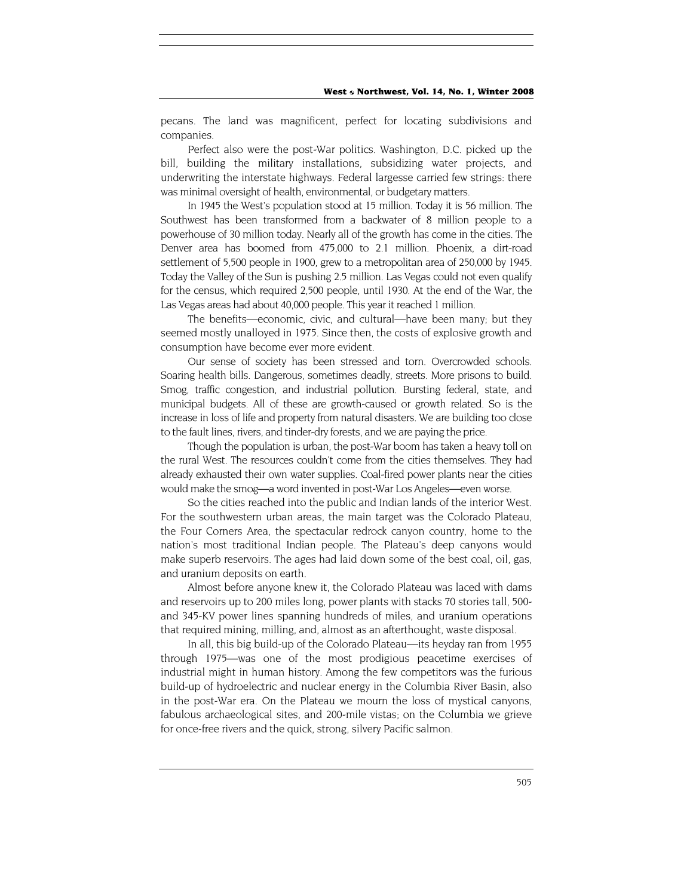pecans. The land was magnificent, perfect for locating subdivisions and companies.

Perfect also were the post-War politics. Washington, D.C. picked up the bill, building the military installations, subsidizing water projects, and underwriting the interstate highways. Federal largesse carried few strings: there was minimal oversight of health, environmental, or budgetary matters.

In 1945 the West's population stood at 15 million. Today it is 56 million. The Southwest has been transformed from a backwater of 8 million people to a powerhouse of 30 million today. Nearly all of the growth has come in the cities. The Denver area has boomed from 475,000 to 2.1 million. Phoenix, a dirt-road settlement of 5,500 people in 1900, grew to a metropolitan area of 250,000 by 1945. Today the Valley of the Sun is pushing 2.5 million. Las Vegas could not even qualify for the census, which required 2,500 people, until 1930. At the end of the War, the Las Vegas areas had about 40,000 people. This year it reached 1 million.

The benefits—economic, civic, and cultural—have been many; but they seemed mostly unalloyed in 1975. Since then, the costs of explosive growth and consumption have become ever more evident.

Our sense of society has been stressed and torn. Overcrowded schools. Soaring health bills. Dangerous, sometimes deadly, streets. More prisons to build. Smog, traffic congestion, and industrial pollution. Bursting federal, state, and municipal budgets. All of these are growth-caused or growth related. So is the increase in loss of life and property from natural disasters. We are building too close to the fault lines, rivers, and tinder-dry forests, and we are paying the price.

Though the population is urban, the post-War boom has taken a heavy toll on the rural West. The resources couldn't come from the cities themselves. They had already exhausted their own water supplies. Coal-fired power plants near the cities would make the smog—a word invented in post-War Los Angeles—even worse.

So the cities reached into the public and Indian lands of the interior West. For the southwestern urban areas, the main target was the Colorado Plateau, the Four Corners Area, the spectacular redrock canyon country, home to the nation's most traditional Indian people. The Plateau's deep canyons would make superb reservoirs. The ages had laid down some of the best coal, oil, gas, and uranium deposits on earth.

Almost before anyone knew it, the Colorado Plateau was laced with dams and reservoirs up to 200 miles long, power plants with stacks 70 stories tall, 500- and 345-KV power lines spanning hundreds of miles, and uranium operations that required mining, milling, and, almost as an afterthought, waste disposal.

In all, this big build-up of the Colorado Plateau—its heyday ran from 1955 through 1975—was one of the most prodigious peacetime exercises of industrial might in human history. Among the few competitors was the furious build-up of hydroelectric and nuclear energy in the Columbia River Basin, also in the post-War era. On the Plateau we mourn the loss of mystical canyons, fabulous archaeological sites, and 200-mile vistas; on the Columbia we grieve for once-free rivers and the quick, strong, silvery Pacific salmon.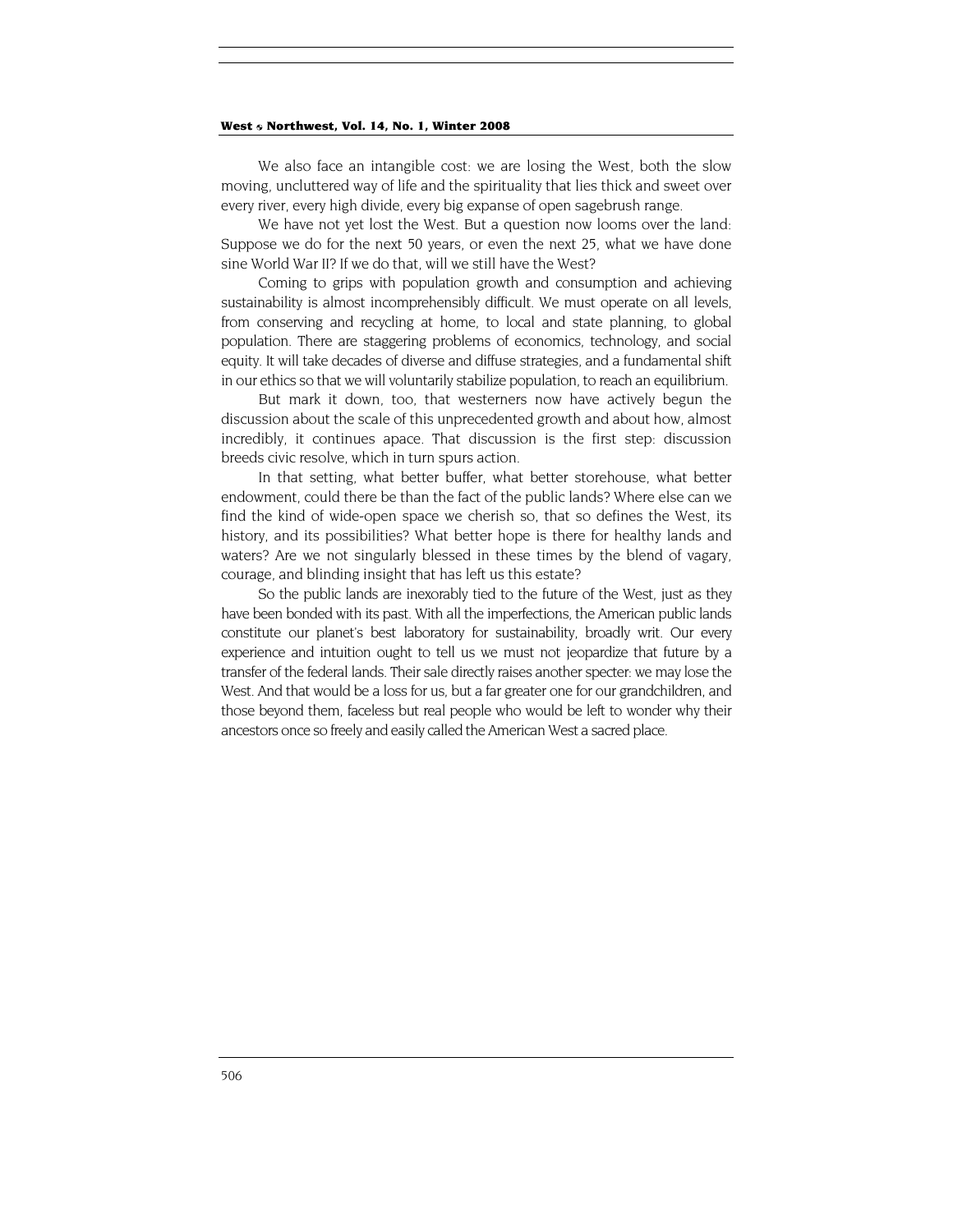We also face an intangible cost: we are losing the West, both the slow moving, uncluttered way of life and the spirituality that lies thick and sweet over every river, every high divide, every big expanse of open sagebrush range.

We have not yet lost the West. But a question now looms over the land: Suppose we do for the next 50 years, or even the next 25, what we have done sine World War II? If we do that, will we still have the West?

Coming to grips with population growth and consumption and achieving sustainability is almost incomprehensibly difficult. We must operate on all levels, from conserving and recycling at home, to local and state planning, to global population. There are staggering problems of economics, technology, and social equity. It will take decades of diverse and diffuse strategies, and a fundamental shift in our ethics so that we will voluntarily stabilize population, to reach an equilibrium.

But mark it down, too, that westerners now have actively begun the discussion about the scale of this unprecedented growth and about how, almost incredibly, it continues apace. That discussion is the first step: discussion breeds civic resolve, which in turn spurs action.

In that setting, what better buffer, what better storehouse, what better endowment, could there be than the fact of the public lands? Where else can we find the kind of wide-open space we cherish so, that so defines the West, its history, and its possibilities? What better hope is there for healthy lands and waters? Are we not singularly blessed in these times by the blend of vagary, courage, and blinding insight that has left us this estate?

So the public lands are inexorably tied to the future of the West, just as they have been bonded with its past. With all the imperfections, the American public lands constitute our planet's best laboratory for sustainability, broadly writ. Our every experience and intuition ought to tell us we must not jeopardize that future by a transfer of the federal lands. Their sale directly raises another specter: we may lose the West. And that would be a loss for us, but a far greater one for our grandchildren, and those beyond them, faceless but real people who would be left to wonder why their ancestors once so freely and easily called the American West a sacred place.